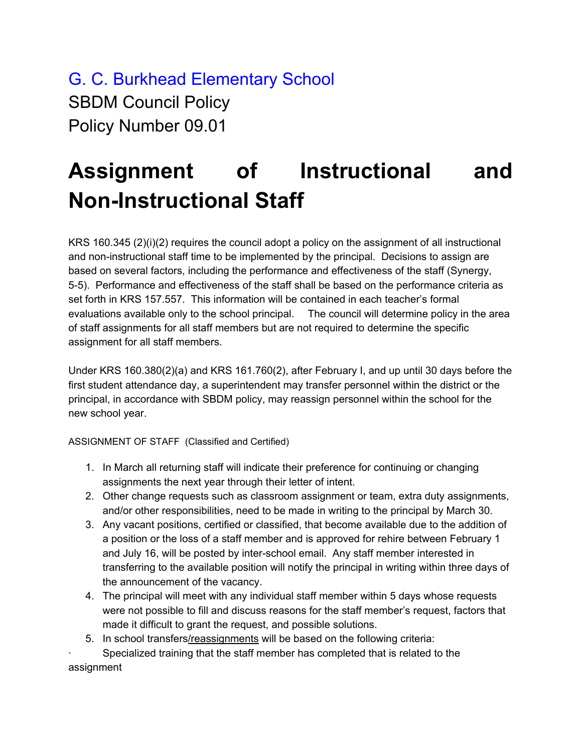G. C. Burkhead Elementary School

SBDM Council Policy

Policy Number 09.01

# Assignment of Instructional and Non-Instructional Staff

KRS 160.345 (2)(i)(2) requires the council adopt a policy on the assignment of all instructional and non-instructional staff time to be implemented by the principal. Decisions to assign are based on several factors, including the performance and effectiveness of the staff (Synergy, 5-5). Performance and effectiveness of the staff shall be based on the performance criteria as set forth in KRS 157.557. This information will be contained in each teacher's formal evaluations available only to the school principal. The council will determine policy in the area of staff assignments for all staff members but are not required to determine the specific assignment for all staff members.

Under KRS 160.380(2)(a) and KRS 161.760(2), after February I, and up until 30 days before the first student attendance day, a superintendent may transfer personnel within the district or the principal, in accordance with SBDM policy, may reassign personnel within the school for the new school year.

ASSIGNMENT OF STAFF (Classified and Certified)

1. In March all returning staff will indicate their preference for continuing or changing assignments the next year through their letter of intent.
2. Other change requests such as classroom assignment or team, extra duty assignments, and/or other responsibilities, need to be made in writing to the principal by March 30.
3. Any vacant positions, certified or classified, that become available due to the addition of a position or the loss of a staff member and is approved for rehire between February 1 and July 16, will be posted by inter-school email. Any staff member interested in transferring to the available position will notify the principal in writing within three days of the announcement of the vacancy.
4. The principal will meet with any individual staff member within 5 days whose requests were not possible to fill and discuss reasons for the staff member's request, factors that made it difficult to grant the request, and possible solutions.
5. In school transfers/reassignments will be based on the following criteria:

· Specialized training that the staff member has completed that is related to the assignment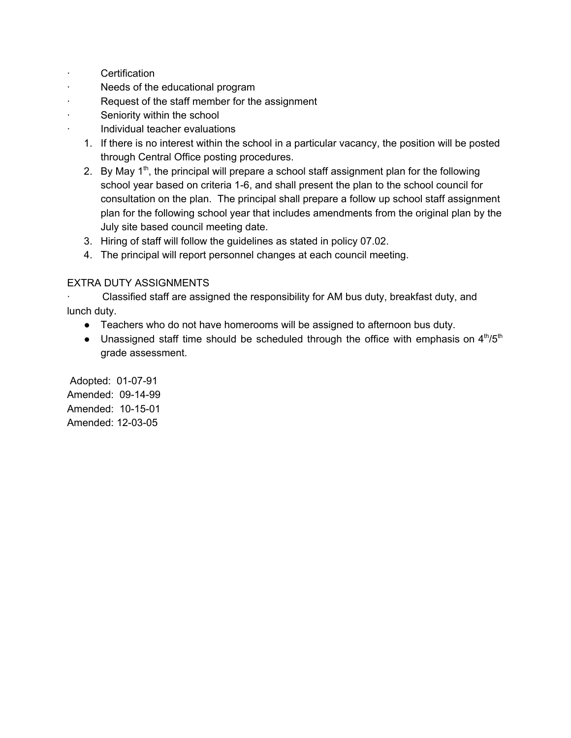- Certification
- Needs of the educational program
- Request of the staff member for the assignment
- Seniority within the school
- Individual teacher evaluations

1. If there is no interest within the school in a particular vacancy, the position will be posted through Central Office posting procedures.
2. By May 1st, the principal will prepare a school staff assignment plan for the following school year based on criteria 1-6, and shall present the plan to the school council for consultation on the plan. The principal shall prepare a follow up school staff assignment plan for the following school year that includes amendments from the original plan by the July site based council meeting date.
3. Hiring of staff will follow the guidelines as stated in policy 07.02.
4. The principal will report personnel changes at each council meeting.

EXTRA DUTY ASSIGNMENTS

- Classified staff are assigned the responsibility for AM bus duty, breakfast duty, and lunch duty.
- Teachers who do not have homerooms will be assigned to afternoon bus duty.
- Unassigned staff time should be scheduled through the office with emphasis on 4th/5th grade assessment.

Adopted: 01-07-91
Amended: 09-14-99
Amended: 10-15-01
Amended: 12-03-05